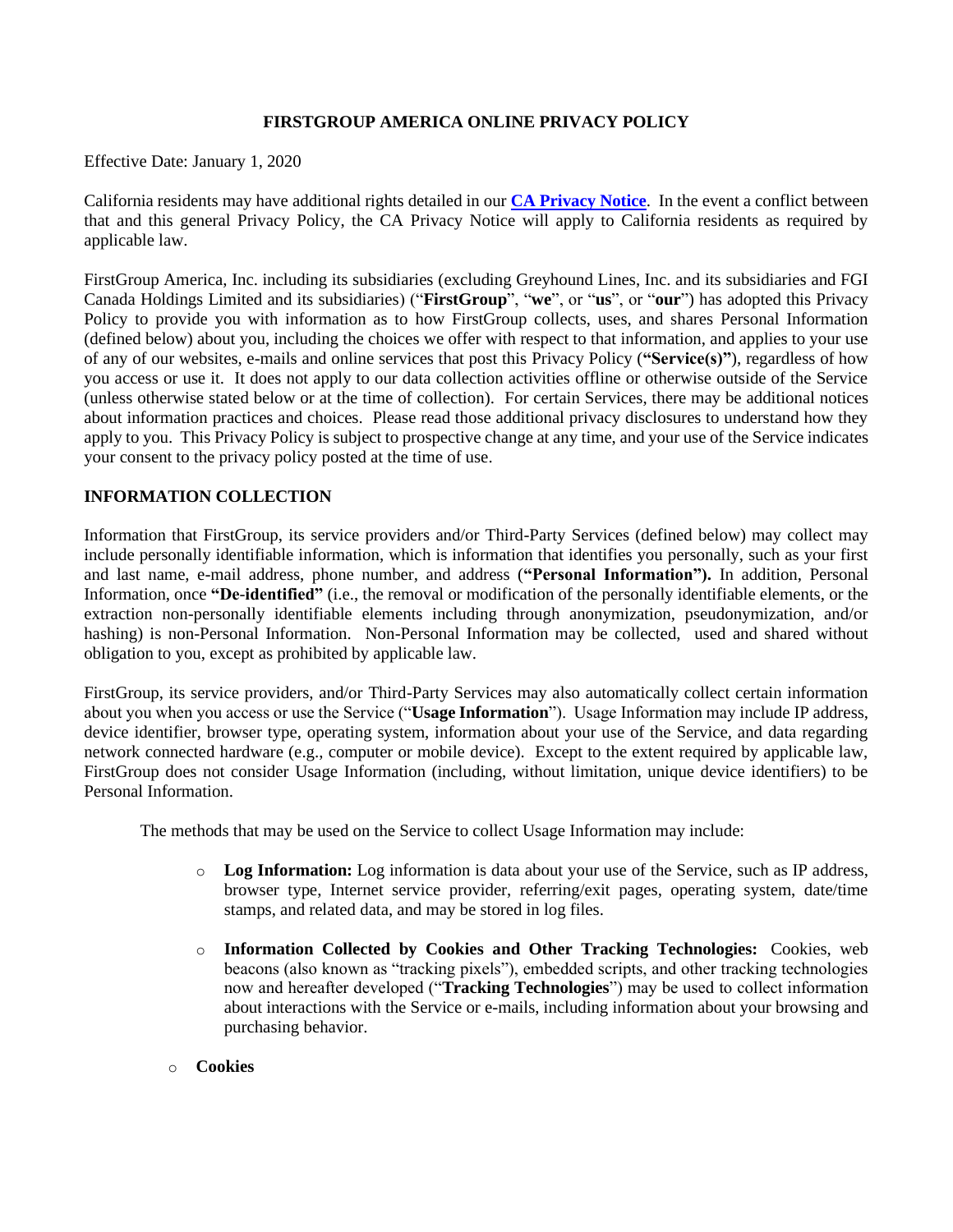# FIRSTGROUP AMERICA ONLINE PRIVACY POLICY

Effective Date: January 1, 2020

California residents may have additional rights detailed in our **[CA Privacy Notice](#)**. In the event a conflict between that and this general Privacy Policy, the CA Privacy Notice will apply to California residents as required by applicable law.

FirstGroup America, Inc. including its subsidiaries (excluding Greyhound Lines, Inc. and its subsidiaries and FGI Canada Holdings Limited and its subsidiaries) ("**FirstGroup**", "**we**", or "**us**", or "**our**") has adopted this Privacy Policy to provide you with information as to how FirstGroup collects, uses, and shares Personal Information (defined below) about you, including the choices we offer with respect to that information, and applies to your use of any of our websites, e-mails and online services that post this Privacy Policy (**"Service(s)"**), regardless of how you access or use it. It does not apply to our data collection activities offline or otherwise outside of the Service (unless otherwise stated below or at the time of collection). For certain Services, there may be additional notices about information practices and choices. Please read those additional privacy disclosures to understand how they apply to you. This Privacy Policy is subject to prospective change at any time, and your use of the Service indicates your consent to the privacy policy posted at the time of use.

## INFORMATION COLLECTION

Information that FirstGroup, its service providers and/or Third-Party Services (defined below) may collect may include personally identifiable information, which is information that identifies you personally, such as your first and last name, e-mail address, phone number, and address (**"Personal Information").** In addition, Personal Information, once **"De-identified"** (i.e., the removal or modification of the personally identifiable elements, or the extraction non-personally identifiable elements including through anonymization, pseudonymization, and/or hashing) is non-Personal Information. Non-Personal Information may be collected, used and shared without obligation to you, except as prohibited by applicable law.

FirstGroup, its service providers, and/or Third-Party Services may also automatically collect certain information about you when you access or use the Service ("**Usage Information**"). Usage Information may include IP address, device identifier, browser type, operating system, information about your use of the Service, and data regarding network connected hardware (e.g., computer or mobile device). Except to the extent required by applicable law, FirstGroup does not consider Usage Information (including, without limitation, unique device identifiers) to be Personal Information.

The methods that may be used on the Service to collect Usage Information may include:

- **Log Information:** Log information is data about your use of the Service, such as IP address, browser type, Internet service provider, referring/exit pages, operating system, date/time stamps, and related data, and may be stored in log files.
- **Information Collected by Cookies and Other Tracking Technologies:** Cookies, web beacons (also known as "tracking pixels"), embedded scripts, and other tracking technologies now and hereafter developed ("**Tracking Technologies**") may be used to collect information about interactions with the Service or e-mails, including information about your browsing and purchasing behavior.
- **Cookies**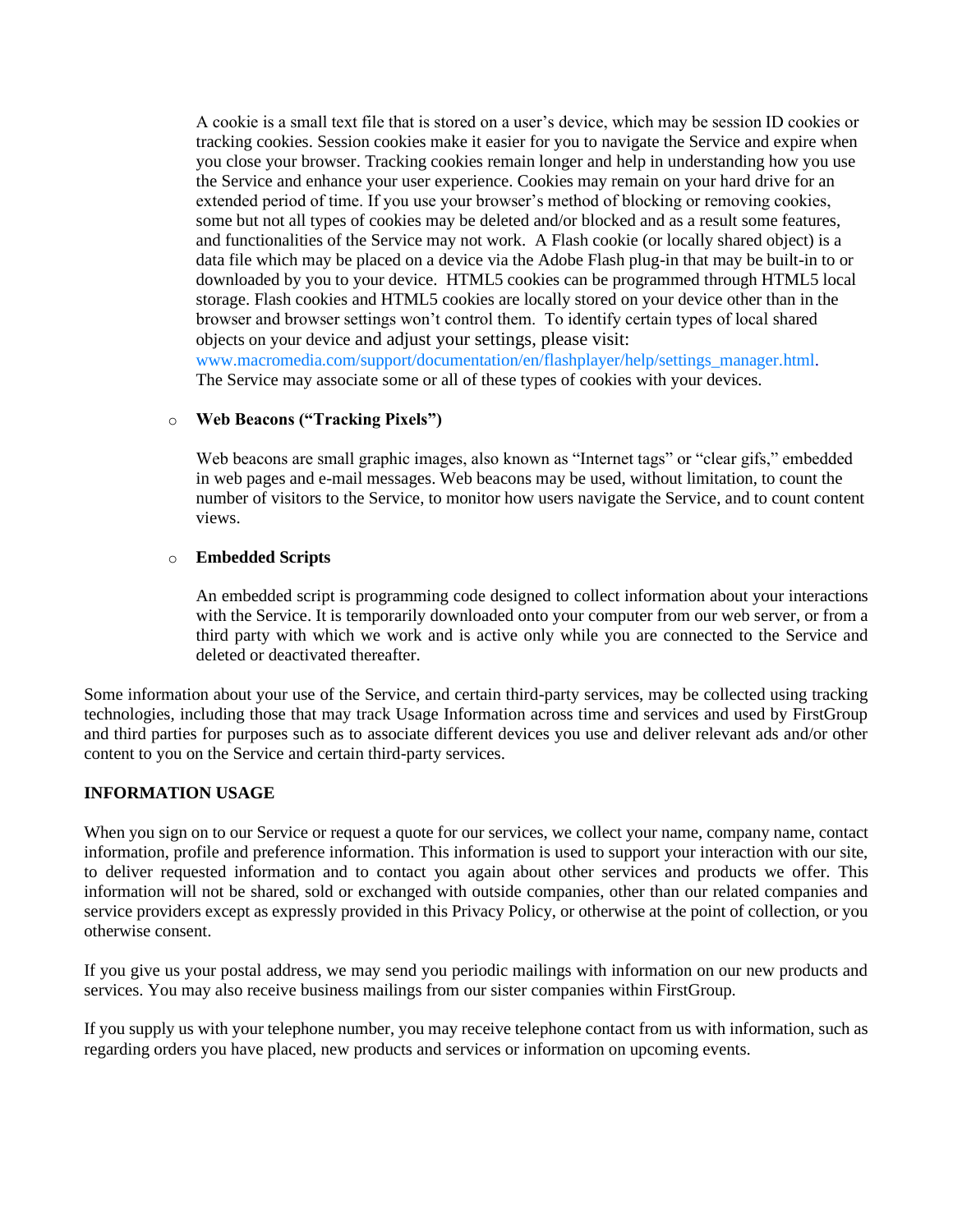A cookie is a small text file that is stored on a user's device, which may be session ID cookies or tracking cookies. Session cookies make it easier for you to navigate the Service and expire when you close your browser. Tracking cookies remain longer and help in understanding how you use the Service and enhance your user experience. Cookies may remain on your hard drive for an extended period of time. If you use your browser's method of blocking or removing cookies, some but not all types of cookies may be deleted and/or blocked and as a result some features, and functionalities of the Service may not work. A Flash cookie (or locally shared object) is a data file which may be placed on a device via the Adobe Flash plug-in that may be built-in to or downloaded by you to your device. HTML5 cookies can be programmed through HTML5 local storage. Flash cookies and HTML5 cookies are locally stored on your device other than in the browser and browser settings won't control them. To identify certain types of local shared objects on your device and adjust your settings, please visit: www.macromedia.com/support/documentation/en/flashplayer/help/settings_manager.html. The Service may associate some or all of these types of cookies with your devices.

- **Web Beacons ("Tracking Pixels")**

  Web beacons are small graphic images, also known as "Internet tags" or "clear gifs," embedded in web pages and e-mail messages. Web beacons may be used, without limitation, to count the number of visitors to the Service, to monitor how users navigate the Service, and to count content views.

- **Embedded Scripts**

  An embedded script is programming code designed to collect information about your interactions with the Service. It is temporarily downloaded onto your computer from our web server, or from a third party with which we work and is active only while you are connected to the Service and deleted or deactivated thereafter.

Some information about your use of the Service, and certain third-party services, may be collected using tracking technologies, including those that may track Usage Information across time and services and used by FirstGroup and third parties for purposes such as to associate different devices you use and deliver relevant ads and/or other content to you on the Service and certain third-party services.

**INFORMATION USAGE**

When you sign on to our Service or request a quote for our services, we collect your name, company name, contact information, profile and preference information. This information is used to support your interaction with our site, to deliver requested information and to contact you again about other services and products we offer. This information will not be shared, sold or exchanged with outside companies, other than our related companies and service providers except as expressly provided in this Privacy Policy, or otherwise at the point of collection, or you otherwise consent.

If you give us your postal address, we may send you periodic mailings with information on our new products and services. You may also receive business mailings from our sister companies within FirstGroup.

If you supply us with your telephone number, you may receive telephone contact from us with information, such as regarding orders you have placed, new products and services or information on upcoming events.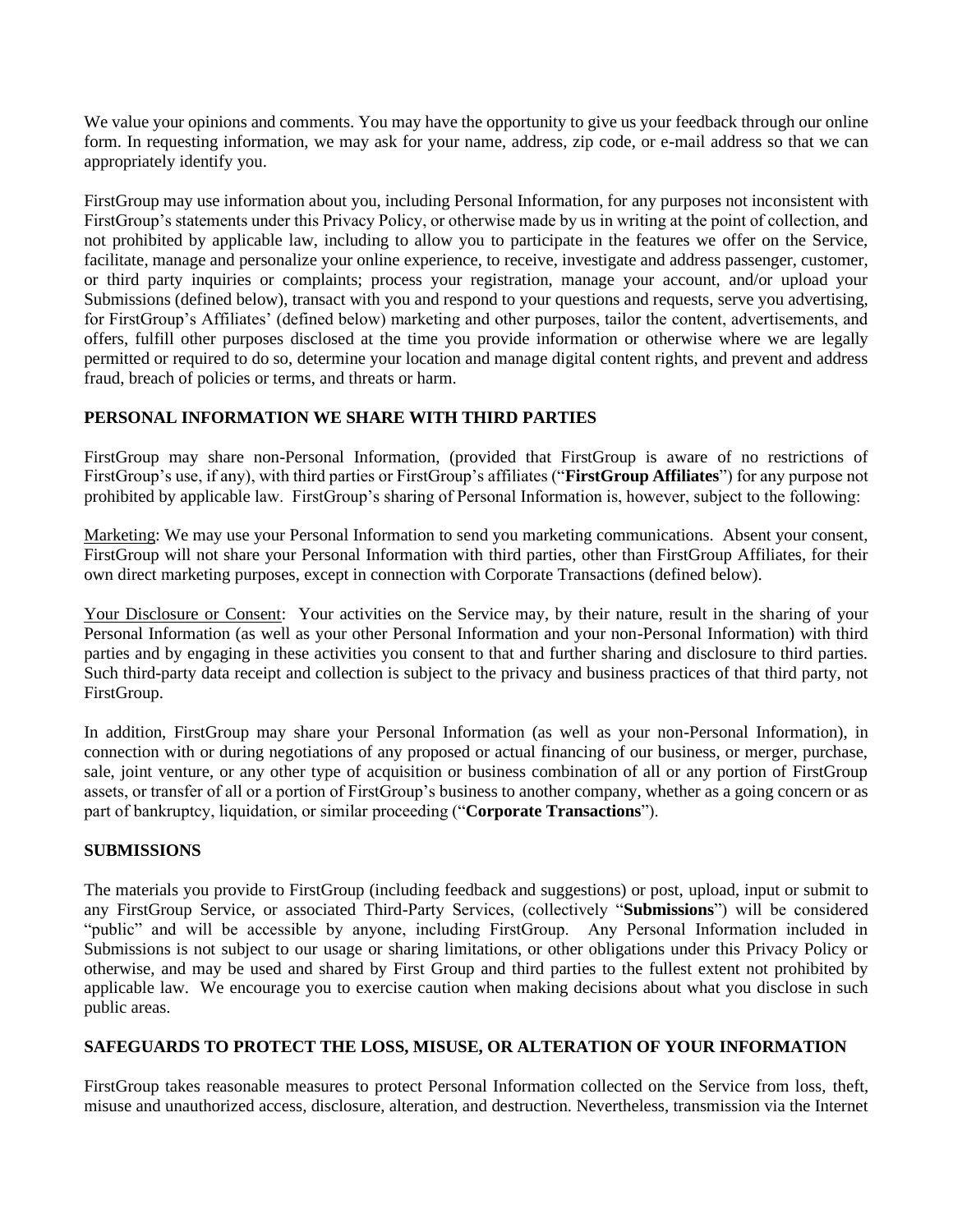We value your opinions and comments. You may have the opportunity to give us your feedback through our online form. In requesting information, we may ask for your name, address, zip code, or e-mail address so that we can appropriately identify you.

FirstGroup may use information about you, including Personal Information, for any purposes not inconsistent with FirstGroup's statements under this Privacy Policy, or otherwise made by us in writing at the point of collection, and not prohibited by applicable law, including to allow you to participate in the features we offer on the Service, facilitate, manage and personalize your online experience, to receive, investigate and address passenger, customer, or third party inquiries or complaints; process your registration, manage your account, and/or upload your Submissions (defined below), transact with you and respond to your questions and requests, serve you advertising, for FirstGroup's Affiliates' (defined below) marketing and other purposes, tailor the content, advertisements, and offers, fulfill other purposes disclosed at the time you provide information or otherwise where we are legally permitted or required to do so, determine your location and manage digital content rights, and prevent and address fraud, breach of policies or terms, and threats or harm.

## PERSONAL INFORMATION WE SHARE WITH THIRD PARTIES

FirstGroup may share non-Personal Information, (provided that FirstGroup is aware of no restrictions of FirstGroup's use, if any), with third parties or FirstGroup's affiliates ("**FirstGroup Affiliates**") for any purpose not prohibited by applicable law. FirstGroup's sharing of Personal Information is, however, subject to the following:

Marketing: We may use your Personal Information to send you marketing communications. Absent your consent, FirstGroup will not share your Personal Information with third parties, other than FirstGroup Affiliates, for their own direct marketing purposes, except in connection with Corporate Transactions (defined below).

Your Disclosure or Consent: Your activities on the Service may, by their nature, result in the sharing of your Personal Information (as well as your other Personal Information and your non-Personal Information) with third parties and by engaging in these activities you consent to that and further sharing and disclosure to third parties. Such third-party data receipt and collection is subject to the privacy and business practices of that third party, not FirstGroup.

In addition, FirstGroup may share your Personal Information (as well as your non-Personal Information), in connection with or during negotiations of any proposed or actual financing of our business, or merger, purchase, sale, joint venture, or any other type of acquisition or business combination of all or any portion of FirstGroup assets, or transfer of all or a portion of FirstGroup's business to another company, whether as a going concern or as part of bankruptcy, liquidation, or similar proceeding ("**Corporate Transactions**").

## SUBMISSIONS

The materials you provide to FirstGroup (including feedback and suggestions) or post, upload, input or submit to any FirstGroup Service, or associated Third-Party Services, (collectively "**Submissions**") will be considered "public" and will be accessible by anyone, including FirstGroup. Any Personal Information included in Submissions is not subject to our usage or sharing limitations, or other obligations under this Privacy Policy or otherwise, and may be used and shared by First Group and third parties to the fullest extent not prohibited by applicable law. We encourage you to exercise caution when making decisions about what you disclose in such public areas.

## SAFEGUARDS TO PROTECT THE LOSS, MISUSE, OR ALTERATION OF YOUR INFORMATION

FirstGroup takes reasonable measures to protect Personal Information collected on the Service from loss, theft, misuse and unauthorized access, disclosure, alteration, and destruction. Nevertheless, transmission via the Internet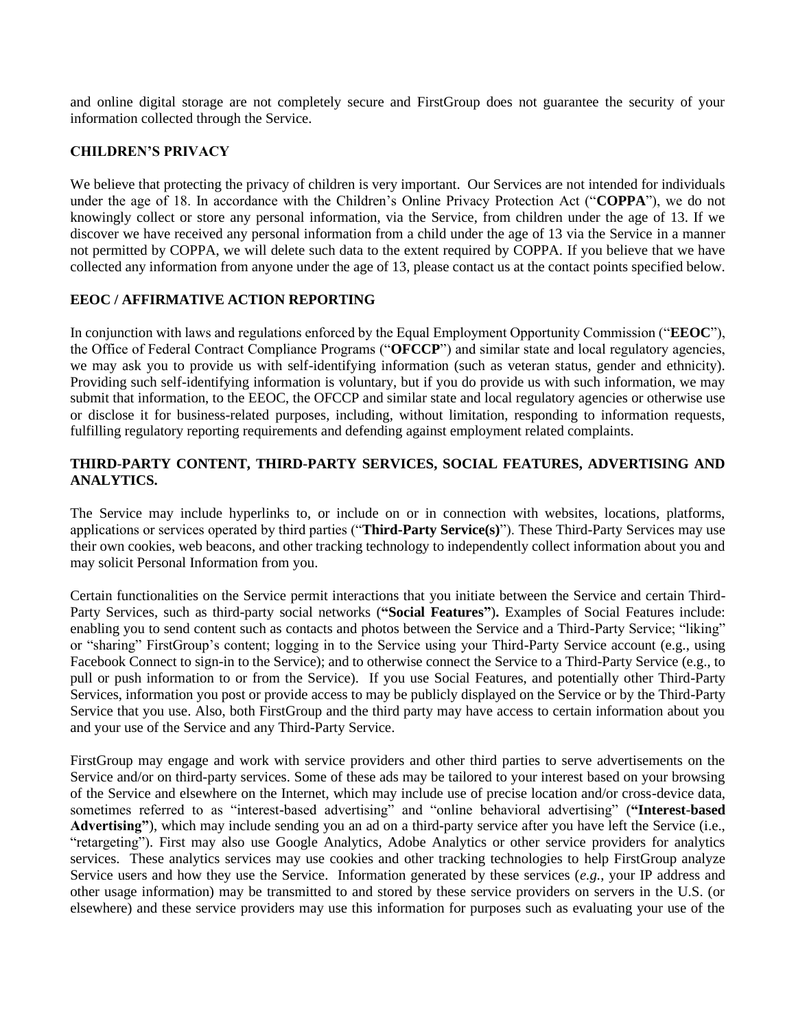and online digital storage are not completely secure and FirstGroup does not guarantee the security of your information collected through the Service.

## CHILDREN'S PRIVACY

We believe that protecting the privacy of children is very important. Our Services are not intended for individuals under the age of 18. In accordance with the Children's Online Privacy Protection Act ("**COPPA**"), we do not knowingly collect or store any personal information, via the Service, from children under the age of 13. If we discover we have received any personal information from a child under the age of 13 via the Service in a manner not permitted by COPPA, we will delete such data to the extent required by COPPA. If you believe that we have collected any information from anyone under the age of 13, please contact us at the contact points specified below.

## EEOC / AFFIRMATIVE ACTION REPORTING

In conjunction with laws and regulations enforced by the Equal Employment Opportunity Commission ("**EEOC**"), the Office of Federal Contract Compliance Programs ("**OFCCP**") and similar state and local regulatory agencies, we may ask you to provide us with self-identifying information (such as veteran status, gender and ethnicity). Providing such self-identifying information is voluntary, but if you do provide us with such information, we may submit that information, to the EEOC, the OFCCP and similar state and local regulatory agencies or otherwise use or disclose it for business-related purposes, including, without limitation, responding to information requests, fulfilling regulatory reporting requirements and defending against employment related complaints.

## THIRD-PARTY CONTENT, THIRD-PARTY SERVICES, SOCIAL FEATURES, ADVERTISING AND ANALYTICS.

The Service may include hyperlinks to, or include on or in connection with websites, locations, platforms, applications or services operated by third parties ("**Third-Party Service(s)**"). These Third-Party Services may use their own cookies, web beacons, and other tracking technology to independently collect information about you and may solicit Personal Information from you.

Certain functionalities on the Service permit interactions that you initiate between the Service and certain Third-Party Services, such as third-party social networks (**"Social Features").** Examples of Social Features include: enabling you to send content such as contacts and photos between the Service and a Third-Party Service; "liking" or "sharing" FirstGroup's content; logging in to the Service using your Third-Party Service account (e.g., using Facebook Connect to sign-in to the Service); and to otherwise connect the Service to a Third-Party Service (e.g., to pull or push information to or from the Service). If you use Social Features, and potentially other Third-Party Services, information you post or provide access to may be publicly displayed on the Service or by the Third-Party Service that you use. Also, both FirstGroup and the third party may have access to certain information about you and your use of the Service and any Third-Party Service.

FirstGroup may engage and work with service providers and other third parties to serve advertisements on the Service and/or on third-party services. Some of these ads may be tailored to your interest based on your browsing of the Service and elsewhere on the Internet, which may include use of precise location and/or cross-device data, sometimes referred to as "interest-based advertising" and "online behavioral advertising" (**"Interest-based Advertising"**), which may include sending you an ad on a third-party service after you have left the Service (i.e., "retargeting"). First may also use Google Analytics, Adobe Analytics or other service providers for analytics services. These analytics services may use cookies and other tracking technologies to help FirstGroup analyze Service users and how they use the Service. Information generated by these services (*e.g.,* your IP address and other usage information) may be transmitted to and stored by these service providers on servers in the U.S. (or elsewhere) and these service providers may use this information for purposes such as evaluating your use of the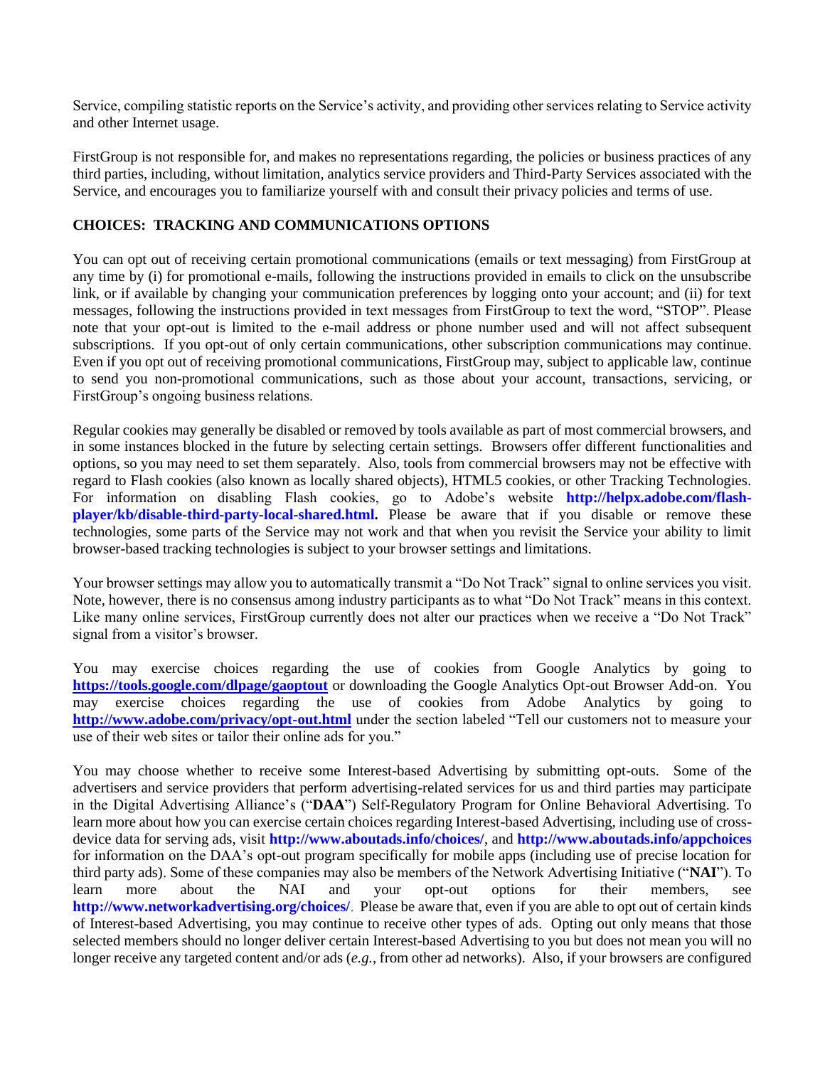Service, compiling statistic reports on the Service's activity, and providing other services relating to Service activity and other Internet usage.

FirstGroup is not responsible for, and makes no representations regarding, the policies or business practices of any third parties, including, without limitation, analytics service providers and Third-Party Services associated with the Service, and encourages you to familiarize yourself with and consult their privacy policies and terms of use.

**CHOICES: TRACKING AND COMMUNICATIONS OPTIONS**

You can opt out of receiving certain promotional communications (emails or text messaging) from FirstGroup at any time by (i) for promotional e-mails, following the instructions provided in emails to click on the unsubscribe link, or if available by changing your communication preferences by logging onto your account; and (ii) for text messages, following the instructions provided in text messages from FirstGroup to text the word, "STOP". Please note that your opt-out is limited to the e-mail address or phone number used and will not affect subsequent subscriptions. If you opt-out of only certain communications, other subscription communications may continue. Even if you opt out of receiving promotional communications, FirstGroup may, subject to applicable law, continue to send you non-promotional communications, such as those about your account, transactions, servicing, or FirstGroup's ongoing business relations.

Regular cookies may generally be disabled or removed by tools available as part of most commercial browsers, and in some instances blocked in the future by selecting certain settings. Browsers offer different functionalities and options, so you may need to set them separately. Also, tools from commercial browsers may not be effective with regard to Flash cookies (also known as locally shared objects), HTML5 cookies, or other Tracking Technologies. For information on disabling Flash cookies, go to Adobe's website **http://helpx.adobe.com/flash-player/kb/disable-third-party-local-shared.html.** Please be aware that if you disable or remove these technologies, some parts of the Service may not work and that when you revisit the Service your ability to limit browser-based tracking technologies is subject to your browser settings and limitations.

Your browser settings may allow you to automatically transmit a "Do Not Track" signal to online services you visit. Note, however, there is no consensus among industry participants as to what "Do Not Track" means in this context. Like many online services, FirstGroup currently does not alter our practices when we receive a "Do Not Track" signal from a visitor's browser.

You may exercise choices regarding the use of cookies from Google Analytics by going to **https://tools.google.com/dlpage/gaoptout** or downloading the Google Analytics Opt-out Browser Add-on. You may exercise choices regarding the use of cookies from Adobe Analytics by going to **http://www.adobe.com/privacy/opt-out.html** under the section labeled "Tell our customers not to measure your use of their web sites or tailor their online ads for you."

You may choose whether to receive some Interest-based Advertising by submitting opt-outs. Some of the advertisers and service providers that perform advertising-related services for us and third parties may participate in the Digital Advertising Alliance's ("**DAA**") Self-Regulatory Program for Online Behavioral Advertising. To learn more about how you can exercise certain choices regarding Interest-based Advertising, including use of cross-device data for serving ads, visit **http://www.aboutads.info/choices/**, and **http://www.aboutads.info/appchoices** for information on the DAA's opt-out program specifically for mobile apps (including use of precise location for third party ads). Some of these companies may also be members of the Network Advertising Initiative ("**NAI**"). To learn more about the NAI and your opt-out options for their members, see **http://www.networkadvertising.org/choices/**. Please be aware that, even if you are able to opt out of certain kinds of Interest-based Advertising, you may continue to receive other types of ads. Opting out only means that those selected members should no longer deliver certain Interest-based Advertising to you but does not mean you will no longer receive any targeted content and/or ads (*e.g.*, from other ad networks). Also, if your browsers are configured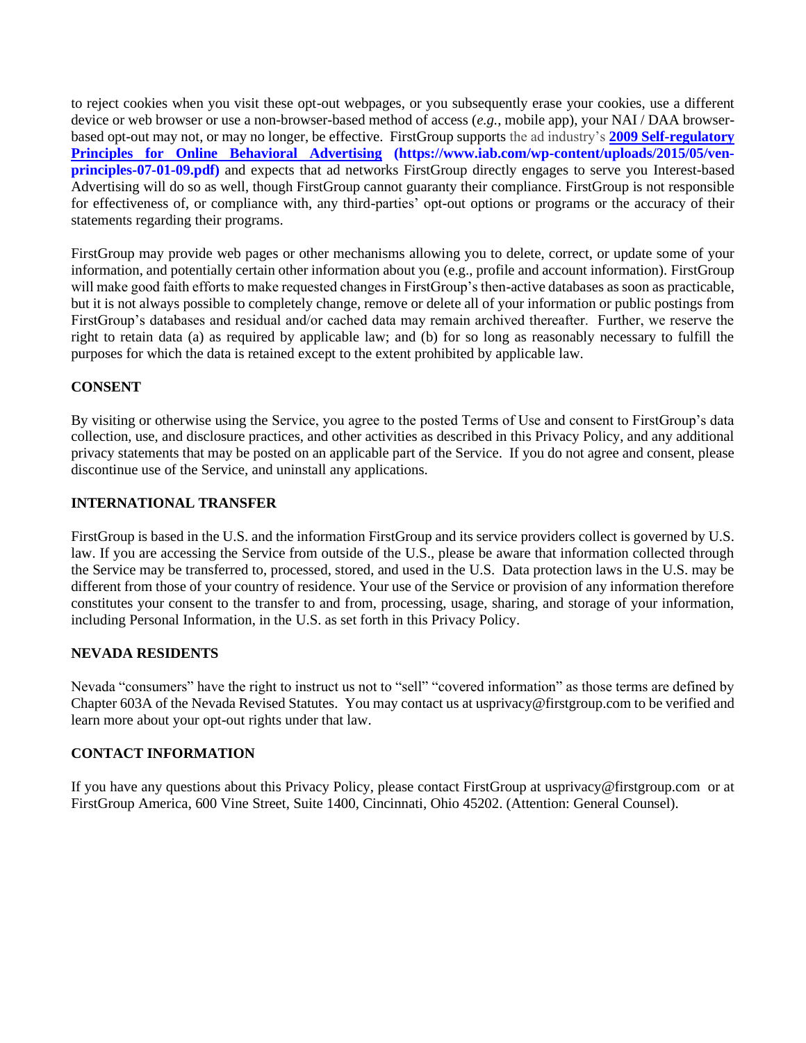to reject cookies when you visit these opt-out webpages, or you subsequently erase your cookies, use a different device or web browser or use a non-browser-based method of access (*e.g.*, mobile app), your NAI / DAA browser-based opt-out may not, or may no longer, be effective. FirstGroup supports the ad industry's **2009 Self-regulatory Principles for Online Behavioral Advertising (https://www.iab.com/wp-content/uploads/2015/05/ven-principles-07-01-09.pdf)** and expects that ad networks FirstGroup directly engages to serve you Interest-based Advertising will do so as well, though FirstGroup cannot guaranty their compliance. FirstGroup is not responsible for effectiveness of, or compliance with, any third-parties' opt-out options or programs or the accuracy of their statements regarding their programs.

FirstGroup may provide web pages or other mechanisms allowing you to delete, correct, or update some of your information, and potentially certain other information about you (e.g., profile and account information). FirstGroup will make good faith efforts to make requested changes in FirstGroup's then-active databases as soon as practicable, but it is not always possible to completely change, remove or delete all of your information or public postings from FirstGroup's databases and residual and/or cached data may remain archived thereafter. Further, we reserve the right to retain data (a) as required by applicable law; and (b) for so long as reasonably necessary to fulfill the purposes for which the data is retained except to the extent prohibited by applicable law.

**CONSENT**

By visiting or otherwise using the Service, you agree to the posted Terms of Use and consent to FirstGroup's data collection, use, and disclosure practices, and other activities as described in this Privacy Policy, and any additional privacy statements that may be posted on an applicable part of the Service. If you do not agree and consent, please discontinue use of the Service, and uninstall any applications.

**INTERNATIONAL TRANSFER**

FirstGroup is based in the U.S. and the information FirstGroup and its service providers collect is governed by U.S. law. If you are accessing the Service from outside of the U.S., please be aware that information collected through the Service may be transferred to, processed, stored, and used in the U.S. Data protection laws in the U.S. may be different from those of your country of residence. Your use of the Service or provision of any information therefore constitutes your consent to the transfer to and from, processing, usage, sharing, and storage of your information, including Personal Information, in the U.S. as set forth in this Privacy Policy.

**NEVADA RESIDENTS**

Nevada "consumers" have the right to instruct us not to "sell" "covered information" as those terms are defined by Chapter 603A of the Nevada Revised Statutes. You may contact us at usprivacy@firstgroup.com to be verified and learn more about your opt-out rights under that law.

**CONTACT INFORMATION**

If you have any questions about this Privacy Policy, please contact FirstGroup at usprivacy@firstgroup.com or at FirstGroup America, 600 Vine Street, Suite 1400, Cincinnati, Ohio 45202. (Attention: General Counsel).